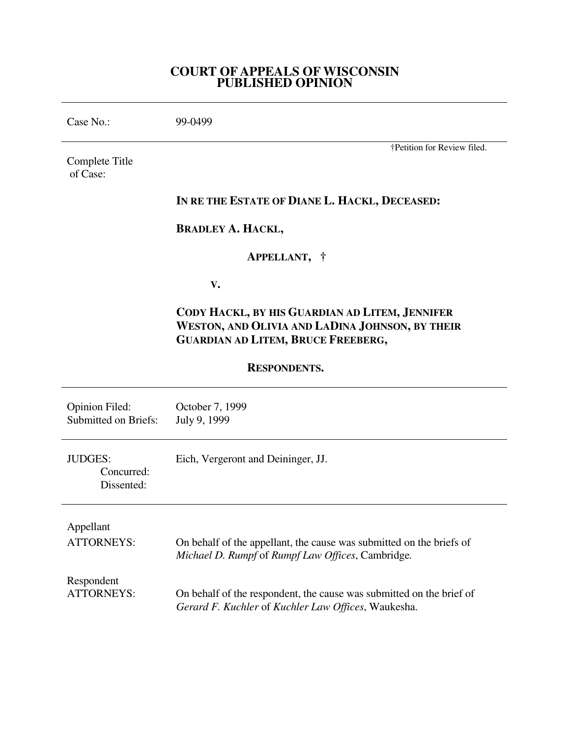# COURT OF APPEALS OF WISCONSIN
# PUBLISHED OPINION

---

Case No.: 99-0499

---

†Petition for Review filed.

Complete Title of Case:

**IN RE THE ESTATE OF DIANE L. HACKL, DECEASED:**

**BRADLEY A. HACKL,**

**APPELLANT, †**

**V.**

**CODY HACKL, BY HIS GUARDIAN AD LITEM, JENNIFER WESTON, AND OLIVIA AND LADINA JOHNSON, BY THEIR GUARDIAN AD LITEM, BRUCE FREEBERG,**

**RESPONDENTS.**

---

Opinion Filed: October 7, 1999
Submitted on Briefs: July 9, 1999

---

JUDGES: Eich, Vergeront and Deininger, JJ.
Concurred:
Dissented:

---

Appellant
ATTORNEYS: On behalf of the appellant, the cause was submitted on the briefs of *Michael D. Rumpf* of *Rumpf Law Offices*, Cambridge.

Respondent
ATTORNEYS: On behalf of the respondent, the cause was submitted on the brief of *Gerard F. Kuchler* of *Kuchler Law Offices*, Waukesha.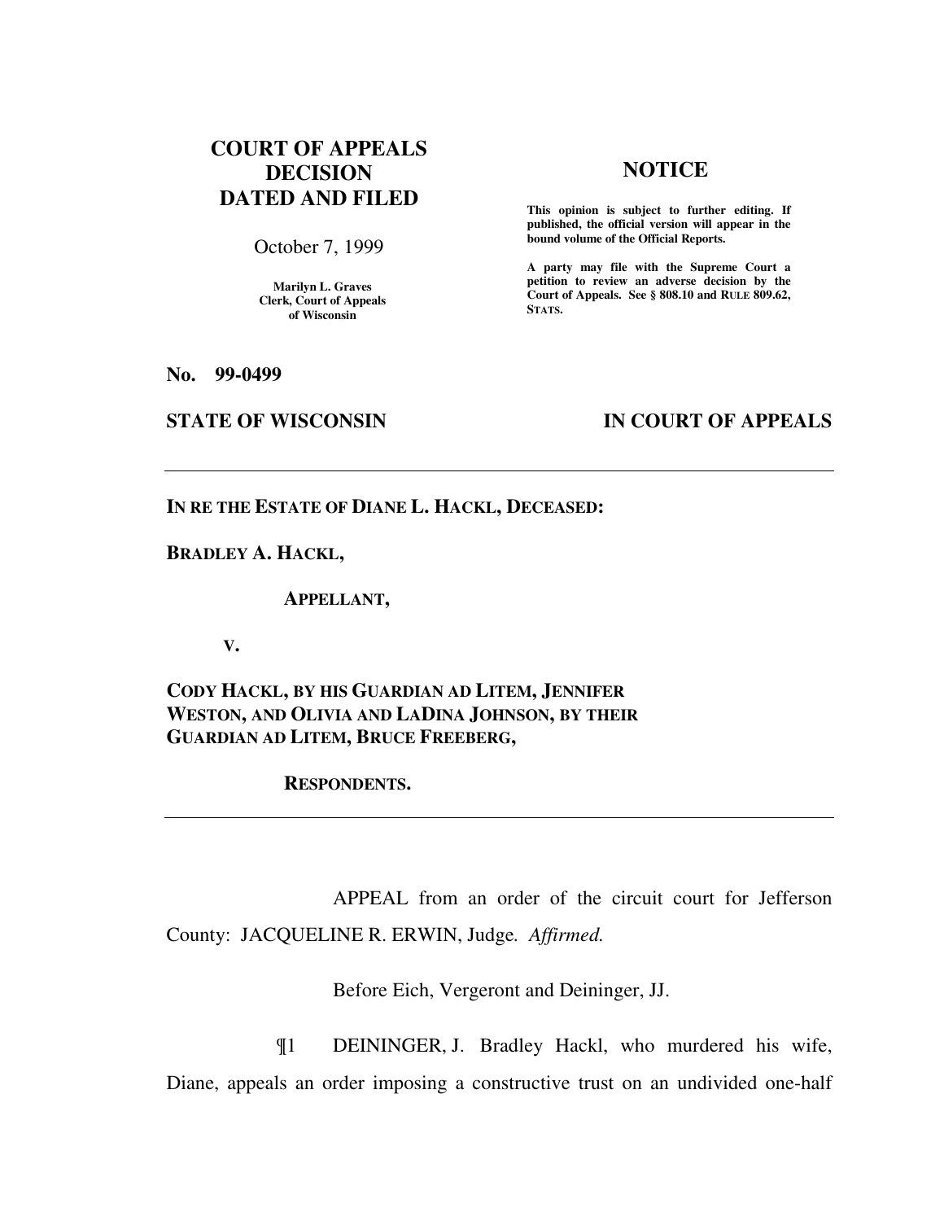# COURT OF APPEALS DECISION DATED AND FILED

October 7, 1999

**Marilyn L. Graves**
**Clerk, Court of Appeals of Wisconsin**

## NOTICE

**This opinion is subject to further editing. If published, the official version will appear in the bound volume of the Official Reports.**

**A party may file with the Supreme Court a petition to review an adverse decision by the Court of Appeals. See § 808.10 and RULE 809.62, STATS.**

**No. 99-0499**

**STATE OF WISCONSIN** **IN COURT OF APPEALS**

---

**IN RE THE ESTATE OF DIANE L. HACKL, DECEASED:**

**BRADLEY A. HACKL,**

**APPELLANT,**

**V.**

**CODY HACKL, BY HIS GUARDIAN AD LITEM, JENNIFER WESTON, AND OLIVIA AND LADINA JOHNSON, BY THEIR GUARDIAN AD LITEM, BRUCE FREEBERG,**

**RESPONDENTS.**

---

APPEAL from an order of the circuit court for Jefferson County: JACQUELINE R. ERWIN, Judge. *Affirmed.*

Before Eich, Vergeront and Deininger, JJ.

¶1 DEININGER, J. Bradley Hackl, who murdered his wife, Diane, appeals an order imposing a constructive trust on an undivided one-half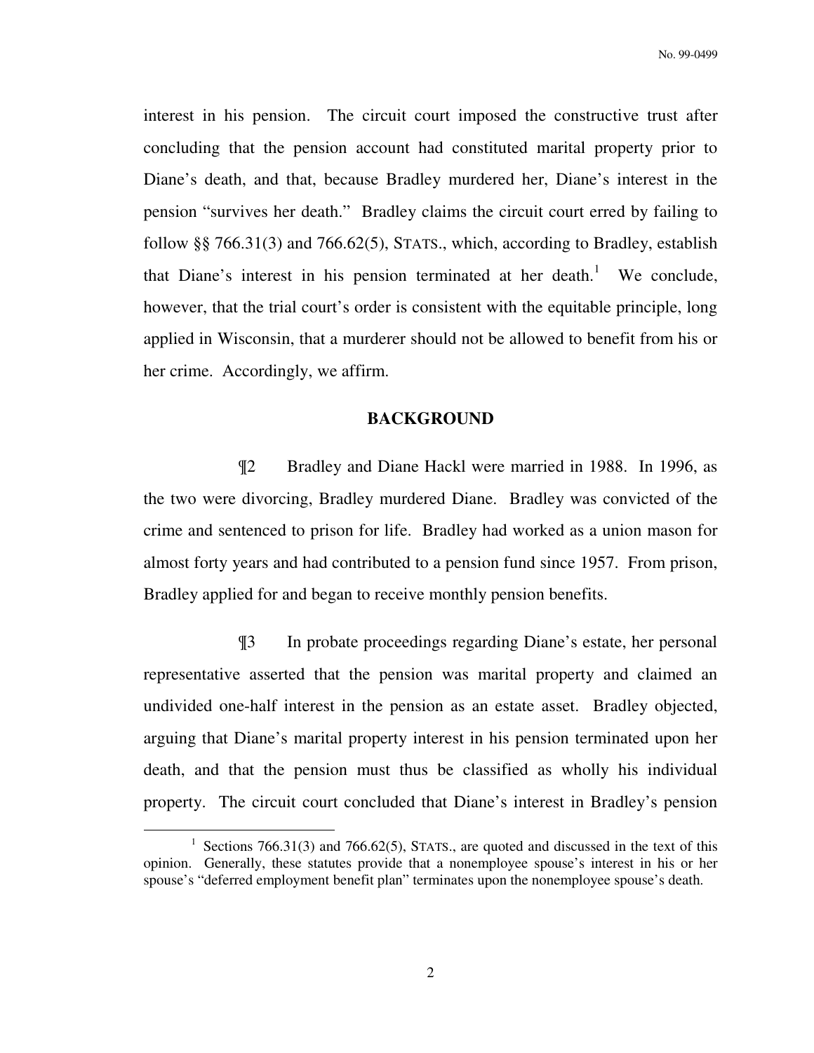interest in his pension. The circuit court imposed the constructive trust after concluding that the pension account had constituted marital property prior to Diane's death, and that, because Bradley murdered her, Diane's interest in the pension "survives her death." Bradley claims the circuit court erred by failing to follow §§ 766.31(3) and 766.62(5), STATS., which, according to Bradley, establish that Diane's interest in his pension terminated at her death.[1] We conclude, however, that the trial court's order is consistent with the equitable principle, long applied in Wisconsin, that a murderer should not be allowed to benefit from his or her crime. Accordingly, we affirm.

## BACKGROUND

¶2 Bradley and Diane Hackl were married in 1988. In 1996, as the two were divorcing, Bradley murdered Diane. Bradley was convicted of the crime and sentenced to prison for life. Bradley had worked as a union mason for almost forty years and had contributed to a pension fund since 1957. From prison, Bradley applied for and began to receive monthly pension benefits.

¶3 In probate proceedings regarding Diane's estate, her personal representative asserted that the pension was marital property and claimed an undivided one-half interest in the pension as an estate asset. Bradley objected, arguing that Diane's marital property interest in his pension terminated upon her death, and that the pension must thus be classified as wholly his individual property. The circuit court concluded that Diane's interest in Bradley's pension

---

[1] Sections 766.31(3) and 766.62(5), STATS., are quoted and discussed in the text of this opinion. Generally, these statutes provide that a nonemployee spouse's interest in his or her spouse's "deferred employment benefit plan" terminates upon the nonemployee spouse's death.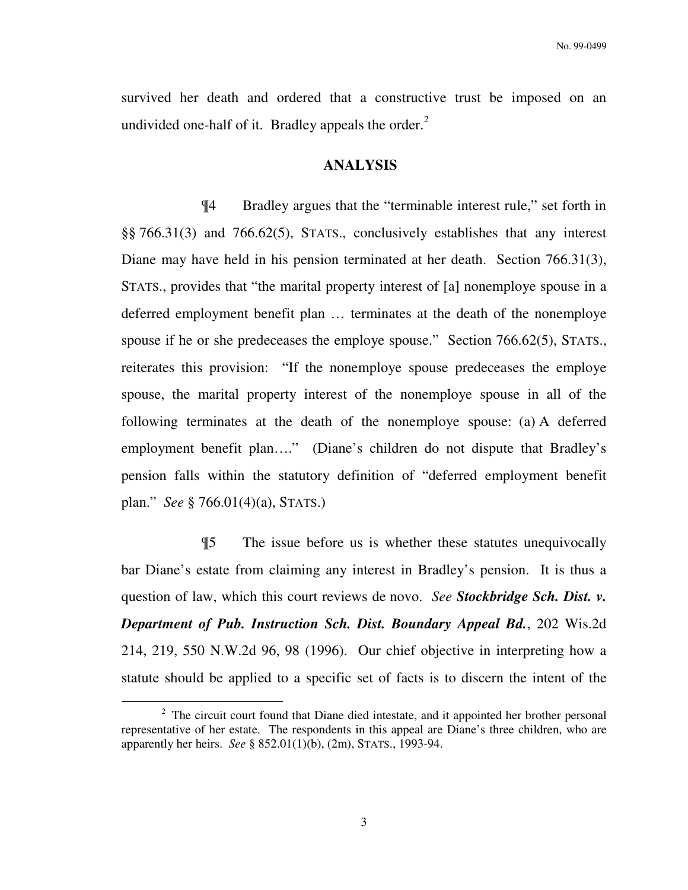survived her death and ordered that a constructive trust be imposed on an undivided one-half of it. Bradley appeals the order.[2]

## ANALYSIS

¶4 Bradley argues that the "terminable interest rule," set forth in §§ 766.31(3) and 766.62(5), STATS., conclusively establishes that any interest Diane may have held in his pension terminated at her death. Section 766.31(3), STATS., provides that "the marital property interest of [a] nonemploye spouse in a deferred employment benefit plan … terminates at the death of the nonemploye spouse if he or she predeceases the employe spouse." Section 766.62(5), STATS., reiterates this provision: "If the nonemploye spouse predeceases the employe spouse, the marital property interest of the nonemploye spouse in all of the following terminates at the death of the nonemploye spouse: (a) A deferred employment benefit plan…." (Diane's children do not dispute that Bradley's pension falls within the statutory definition of "deferred employment benefit plan." *See* § 766.01(4)(a), STATS.)

¶5 The issue before us is whether these statutes unequivocally bar Diane's estate from claiming any interest in Bradley's pension. It is thus a question of law, which this court reviews de novo. *See* ***Stockbridge Sch. Dist. v. Department of Pub. Instruction Sch. Dist. Boundary Appeal Bd.***, 202 Wis.2d 214, 219, 550 N.W.2d 96, 98 (1996). Our chief objective in interpreting how a statute should be applied to a specific set of facts is to discern the intent of the

---

[2] The circuit court found that Diane died intestate, and it appointed her brother personal representative of her estate. The respondents in this appeal are Diane's three children, who are apparently her heirs. *See* § 852.01(1)(b), (2m), STATS., 1993-94.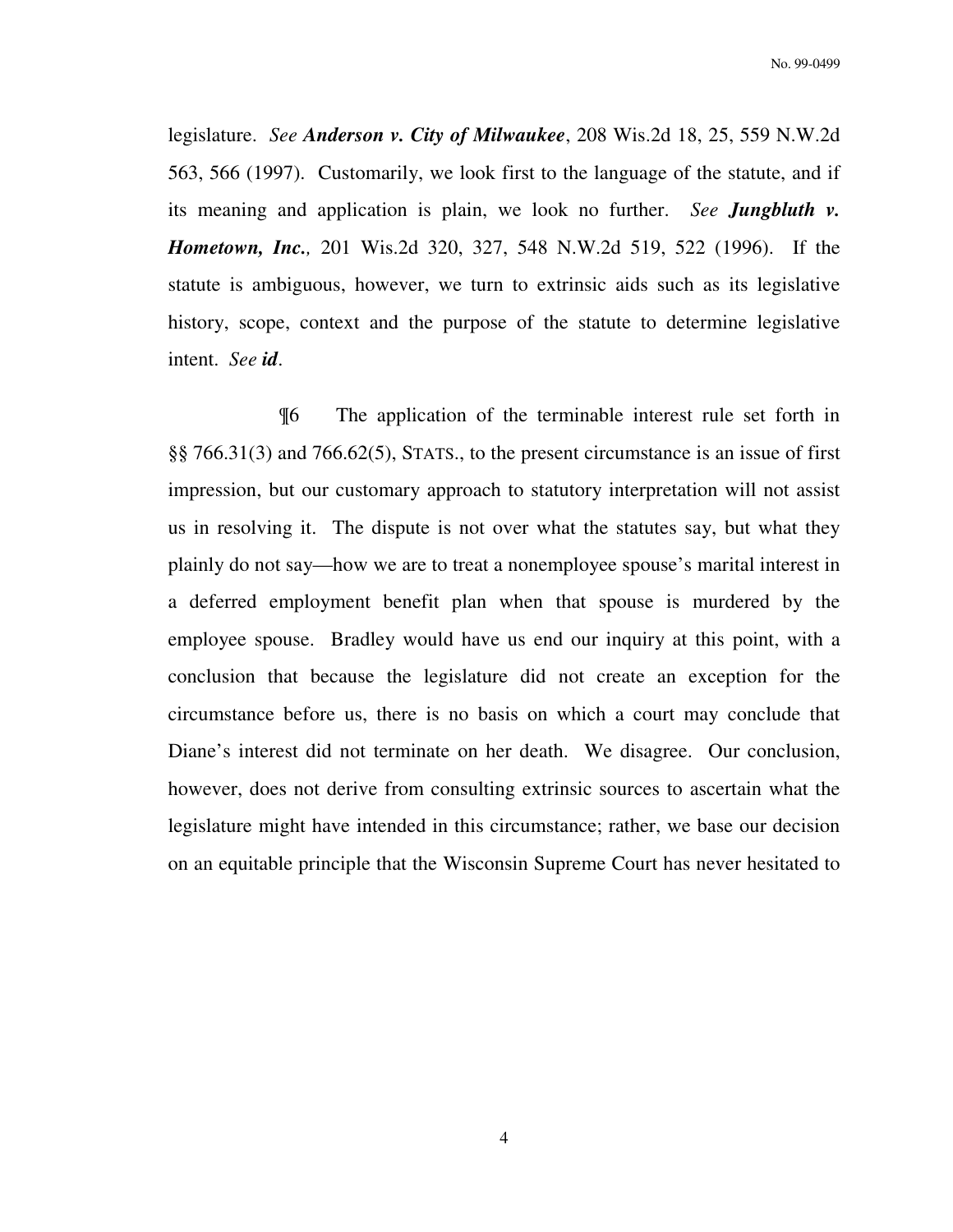legislature. *See* ***Anderson v. City of Milwaukee***, 208 Wis.2d 18, 25, 559 N.W.2d 563, 566 (1997). Customarily, we look first to the language of the statute, and if its meaning and application is plain, we look no further. *See* ***Jungbluth v. Hometown, Inc.,*** 201 Wis.2d 320, 327, 548 N.W.2d 519, 522 (1996). If the statute is ambiguous, however, we turn to extrinsic aids such as its legislative history, scope, context and the purpose of the statute to determine legislative intent. *See* ***id***.

¶6 The application of the terminable interest rule set forth in §§ 766.31(3) and 766.62(5), STATS., to the present circumstance is an issue of first impression, but our customary approach to statutory interpretation will not assist us in resolving it. The dispute is not over what the statutes say, but what they plainly do not say—how we are to treat a nonemployee spouse's marital interest in a deferred employment benefit plan when that spouse is murdered by the employee spouse. Bradley would have us end our inquiry at this point, with a conclusion that because the legislature did not create an exception for the circumstance before us, there is no basis on which a court may conclude that Diane's interest did not terminate on her death. We disagree. Our conclusion, however, does not derive from consulting extrinsic sources to ascertain what the legislature might have intended in this circumstance; rather, we base our decision on an equitable principle that the Wisconsin Supreme Court has never hesitated to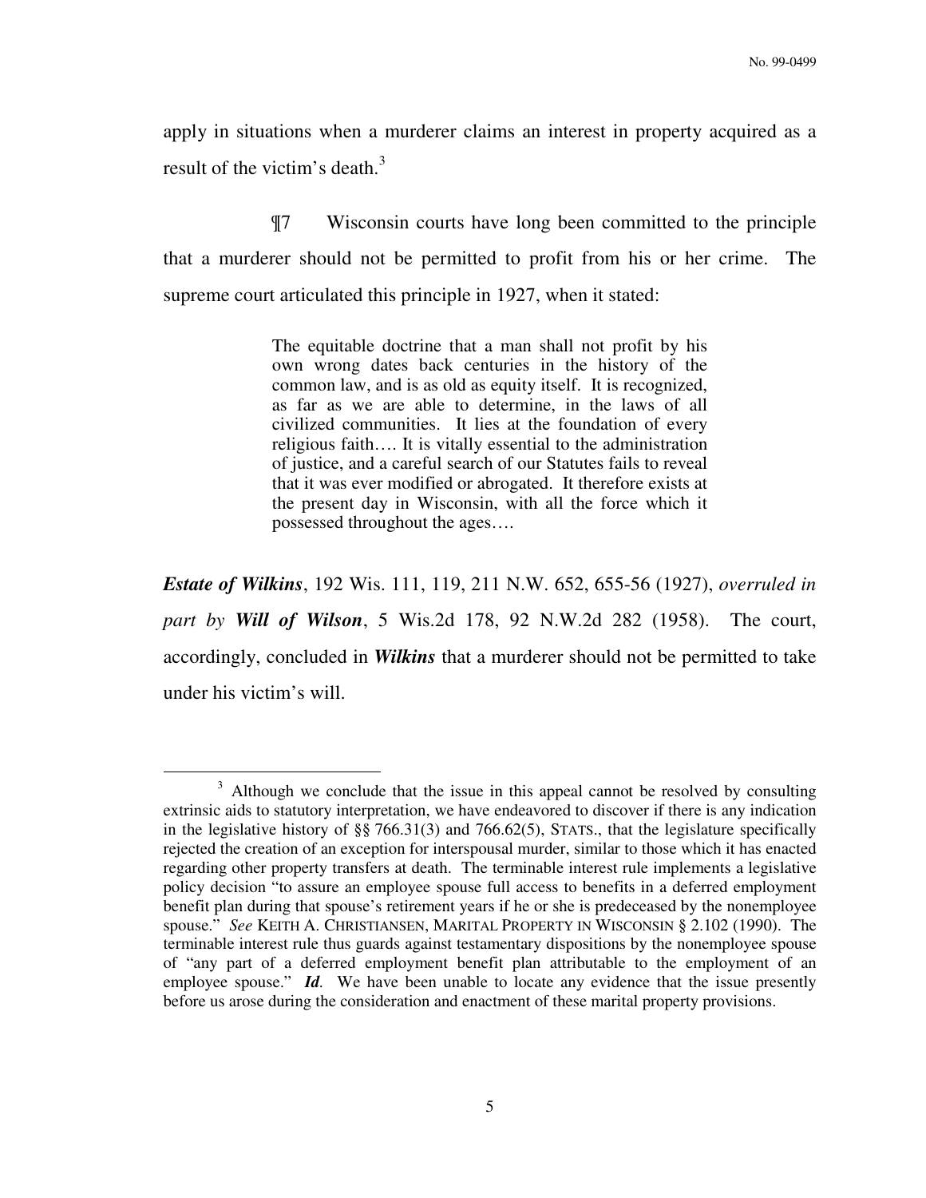apply in situations when a murderer claims an interest in property acquired as a result of the victim's death.[3]

¶7 Wisconsin courts have long been committed to the principle that a murderer should not be permitted to profit from his or her crime. The supreme court articulated this principle in 1927, when it stated:

> The equitable doctrine that a man shall not profit by his own wrong dates back centuries in the history of the common law, and is as old as equity itself. It is recognized, as far as we are able to determine, in the laws of all civilized communities. It lies at the foundation of every religious faith…. It is vitally essential to the administration of justice, and a careful search of our Statutes fails to reveal that it was ever modified or abrogated. It therefore exists at the present day in Wisconsin, with all the force which it possessed throughout the ages….

***Estate of Wilkins***, 192 Wis. 111, 119, 211 N.W. 652, 655-56 (1927), *overruled in part by* ***Will of Wilson***, 5 Wis.2d 178, 92 N.W.2d 282 (1958). The court, accordingly, concluded in ***Wilkins*** that a murderer should not be permitted to take under his victim's will.

---

[3] Although we conclude that the issue in this appeal cannot be resolved by consulting extrinsic aids to statutory interpretation, we have endeavored to discover if there is any indication in the legislative history of §§ 766.31(3) and 766.62(5), STATS., that the legislature specifically rejected the creation of an exception for interspousal murder, similar to those which it has enacted regarding other property transfers at death. The terminable interest rule implements a legislative policy decision "to assure an employee spouse full access to benefits in a deferred employment benefit plan during that spouse's retirement years if he or she is predeceased by the nonemployee spouse." *See* KEITH A. CHRISTIANSEN, MARITAL PROPERTY IN WISCONSIN § 2.102 (1990). The terminable interest rule thus guards against testamentary dispositions by the nonemployee spouse of "any part of a deferred employment benefit plan attributable to the employment of an employee spouse." ***Id.*** We have been unable to locate any evidence that the issue presently before us arose during the consideration and enactment of these marital property provisions.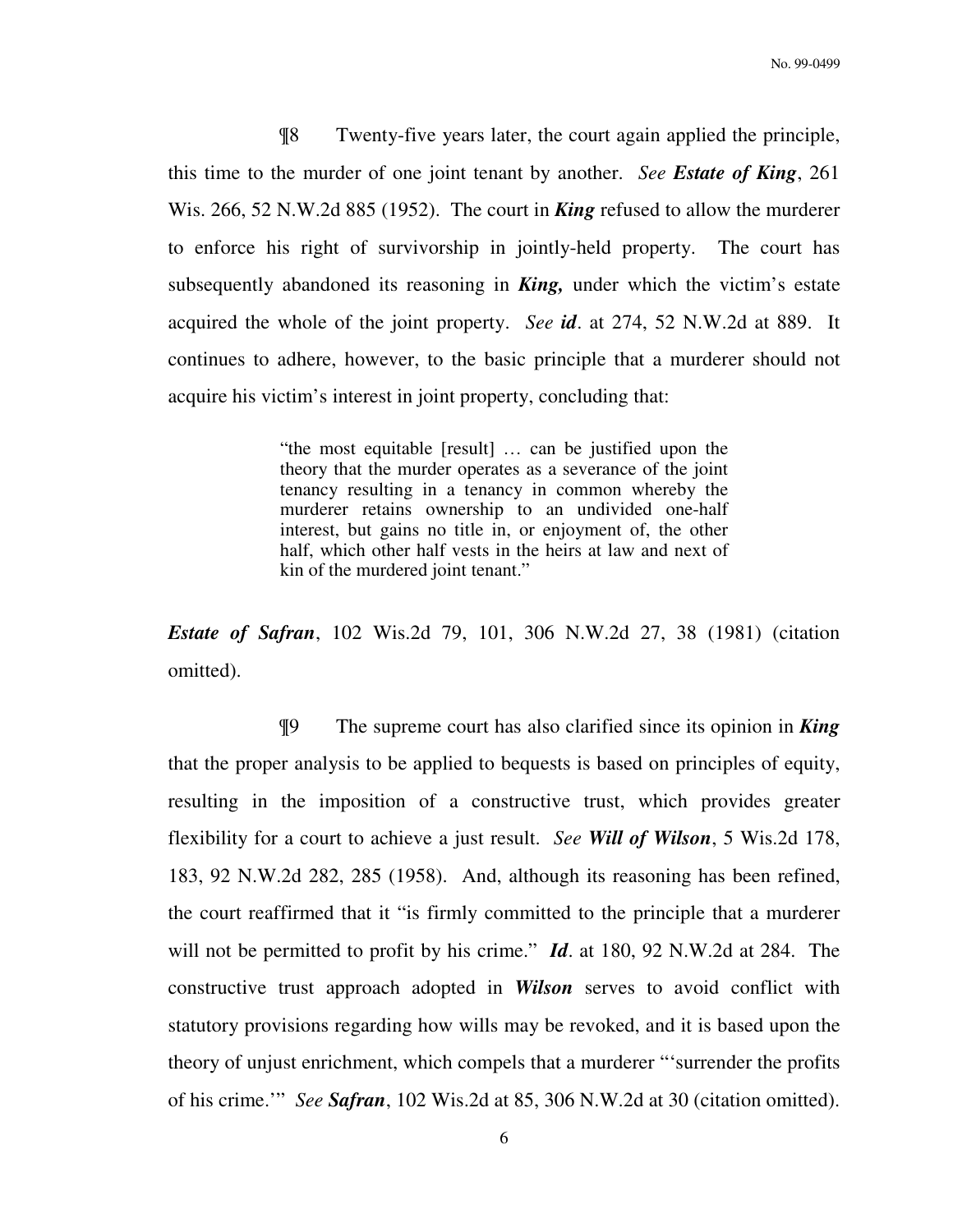¶8 Twenty-five years later, the court again applied the principle, this time to the murder of one joint tenant by another. *See* ***Estate of King***, 261 Wis. 266, 52 N.W.2d 885 (1952). The court in ***King*** refused to allow the murderer to enforce his right of survivorship in jointly-held property. The court has subsequently abandoned its reasoning in ***King,*** under which the victim's estate acquired the whole of the joint property. *See* ***id***. at 274, 52 N.W.2d at 889. It continues to adhere, however, to the basic principle that a murderer should not acquire his victim's interest in joint property, concluding that:

> "the most equitable [result] … can be justified upon the theory that the murder operates as a severance of the joint tenancy resulting in a tenancy in common whereby the murderer retains ownership to an undivided one-half interest, but gains no title in, or enjoyment of, the other half, which other half vests in the heirs at law and next of kin of the murdered joint tenant."

***Estate of Safran***, 102 Wis.2d 79, 101, 306 N.W.2d 27, 38 (1981) (citation omitted).

¶9 The supreme court has also clarified since its opinion in ***King*** that the proper analysis to be applied to bequests is based on principles of equity, resulting in the imposition of a constructive trust, which provides greater flexibility for a court to achieve a just result. *See* ***Will of Wilson***, 5 Wis.2d 178, 183, 92 N.W.2d 282, 285 (1958). And, although its reasoning has been refined, the court reaffirmed that it "is firmly committed to the principle that a murderer will not be permitted to profit by his crime." ***Id***. at 180, 92 N.W.2d at 284. The constructive trust approach adopted in ***Wilson*** serves to avoid conflict with statutory provisions regarding how wills may be revoked, and it is based upon the theory of unjust enrichment, which compels that a murderer "'surrender the profits of his crime.'" *See* ***Safran***, 102 Wis.2d at 85, 306 N.W.2d at 30 (citation omitted).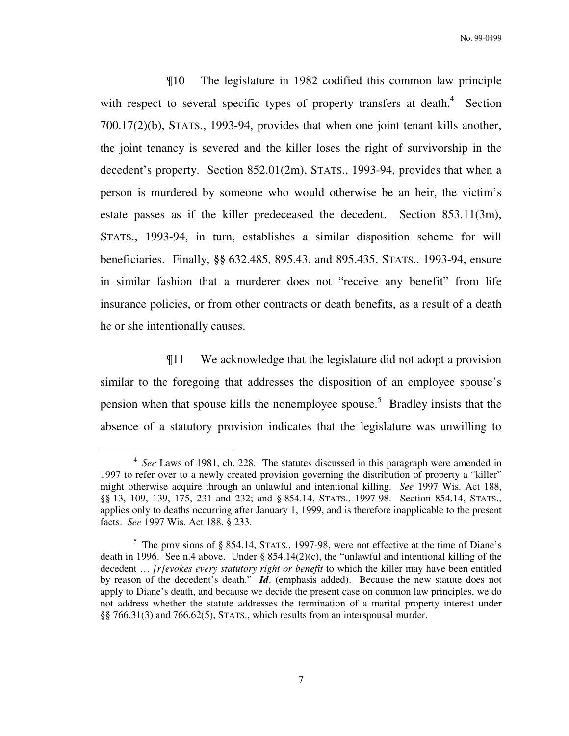¶10 The legislature in 1982 codified this common law principle with respect to several specific types of property transfers at death.[4] Section 700.17(2)(b), STATS., 1993-94, provides that when one joint tenant kills another, the joint tenancy is severed and the killer loses the right of survivorship in the decedent's property. Section 852.01(2m), STATS., 1993-94, provides that when a person is murdered by someone who would otherwise be an heir, the victim's estate passes as if the killer predeceased the decedent. Section 853.11(3m), STATS., 1993-94, in turn, establishes a similar disposition scheme for will beneficiaries. Finally, §§ 632.485, 895.43, and 895.435, STATS., 1993-94, ensure in similar fashion that a murderer does not "receive any benefit" from life insurance policies, or from other contracts or death benefits, as a result of a death he or she intentionally causes.

¶11 We acknowledge that the legislature did not adopt a provision similar to the foregoing that addresses the disposition of an employee spouse's pension when that spouse kills the nonemployee spouse.[5] Bradley insists that the absence of a statutory provision indicates that the legislature was unwilling to

---

[4] *See* Laws of 1981, ch. 228. The statutes discussed in this paragraph were amended in 1997 to refer over to a newly created provision governing the distribution of property a "killer" might otherwise acquire through an unlawful and intentional killing. *See* 1997 Wis. Act 188, §§ 13, 109, 139, 175, 231 and 232; and § 854.14, STATS., 1997-98. Section 854.14, STATS., applies only to deaths occurring after January 1, 1999, and is therefore inapplicable to the present facts. *See* 1997 Wis. Act 188, § 233.

[5] The provisions of § 854.14, STATS., 1997-98, were not effective at the time of Diane's death in 1996. See n.4 above. Under § 854.14(2)(c), the "unlawful and intentional killing of the decedent … *[r]evokes every statutory right or benefit* to which the killer may have been entitled by reason of the decedent's death." ***Id***. (emphasis added). Because the new statute does not apply to Diane's death, and because we decide the present case on common law principles, we do not address whether the statute addresses the termination of a marital property interest under §§ 766.31(3) and 766.62(5), STATS., which results from an interspousal murder.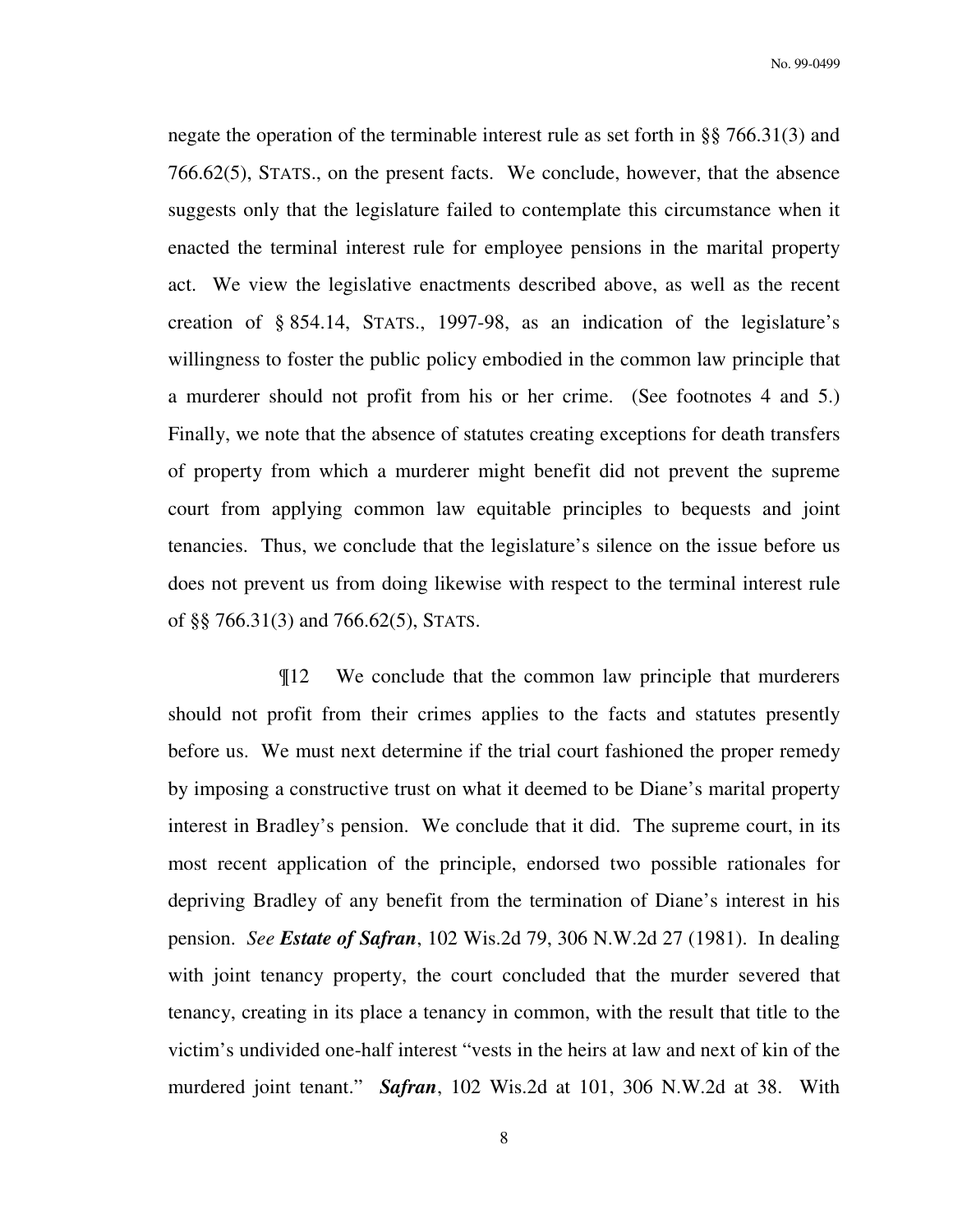negate the operation of the terminable interest rule as set forth in §§ 766.31(3) and 766.62(5), STATS., on the present facts. We conclude, however, that the absence suggests only that the legislature failed to contemplate this circumstance when it enacted the terminal interest rule for employee pensions in the marital property act. We view the legislative enactments described above, as well as the recent creation of § 854.14, STATS., 1997-98, as an indication of the legislature's willingness to foster the public policy embodied in the common law principle that a murderer should not profit from his or her crime. (See footnotes 4 and 5.) Finally, we note that the absence of statutes creating exceptions for death transfers of property from which a murderer might benefit did not prevent the supreme court from applying common law equitable principles to bequests and joint tenancies. Thus, we conclude that the legislature's silence on the issue before us does not prevent us from doing likewise with respect to the terminal interest rule of §§ 766.31(3) and 766.62(5), STATS.

¶12 We conclude that the common law principle that murderers should not profit from their crimes applies to the facts and statutes presently before us. We must next determine if the trial court fashioned the proper remedy by imposing a constructive trust on what it deemed to be Diane's marital property interest in Bradley's pension. We conclude that it did. The supreme court, in its most recent application of the principle, endorsed two possible rationales for depriving Bradley of any benefit from the termination of Diane's interest in his pension. *See **Estate of Safran***, 102 Wis.2d 79, 306 N.W.2d 27 (1981). In dealing with joint tenancy property, the court concluded that the murder severed that tenancy, creating in its place a tenancy in common, with the result that title to the victim's undivided one-half interest "vests in the heirs at law and next of kin of the murdered joint tenant." ***Safran***, 102 Wis.2d at 101, 306 N.W.2d at 38. With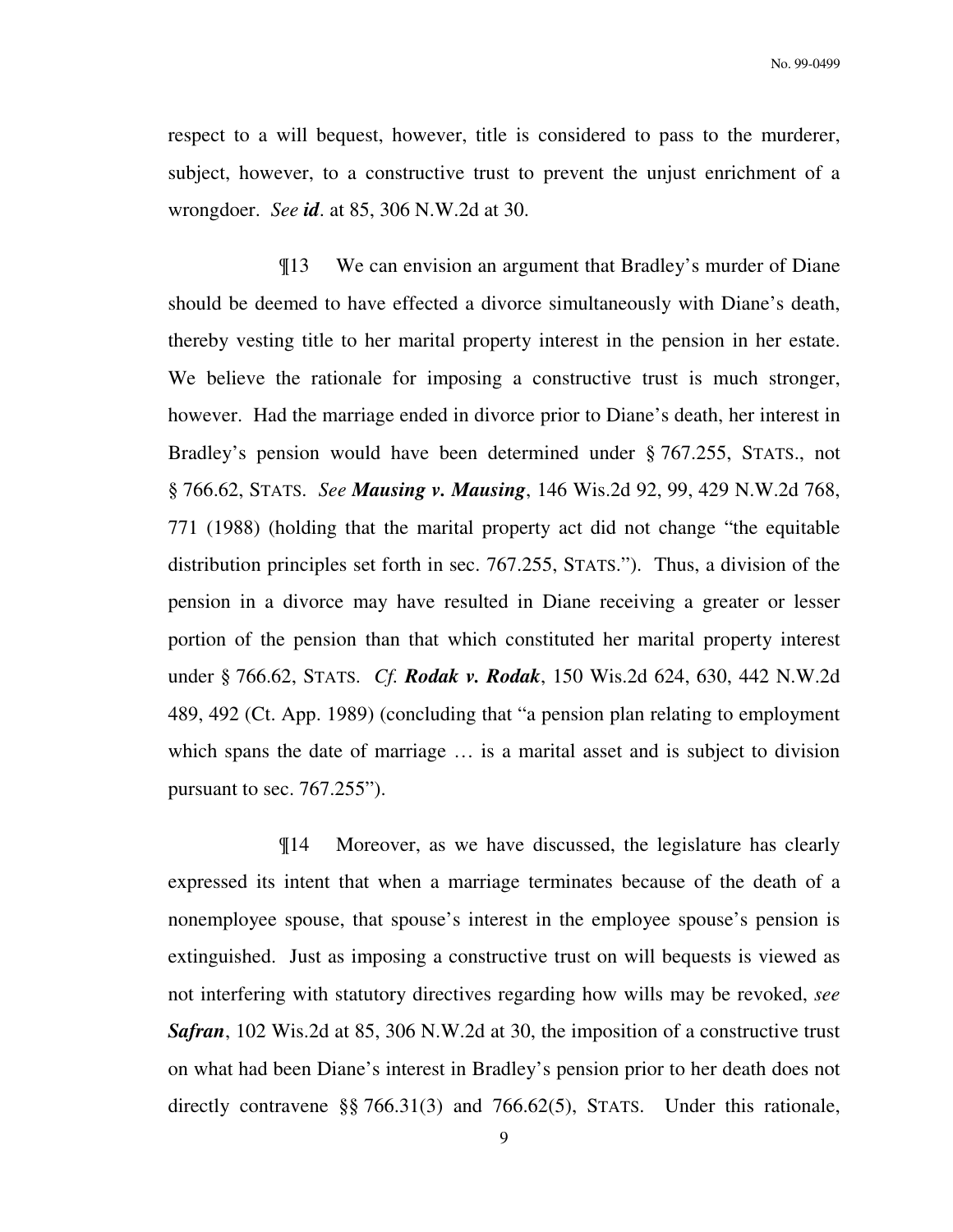respect to a will bequest, however, title is considered to pass to the murderer, subject, however, to a constructive trust to prevent the unjust enrichment of a wrongdoer. *See **id***. at 85, 306 N.W.2d at 30.

¶13 We can envision an argument that Bradley's murder of Diane should be deemed to have effected a divorce simultaneously with Diane's death, thereby vesting title to her marital property interest in the pension in her estate. We believe the rationale for imposing a constructive trust is much stronger, however. Had the marriage ended in divorce prior to Diane's death, her interest in Bradley's pension would have been determined under § 767.255, STATS., not § 766.62, STATS. *See **Mausing v. Mausing***, 146 Wis.2d 92, 99, 429 N.W.2d 768, 771 (1988) (holding that the marital property act did not change "the equitable distribution principles set forth in sec. 767.255, STATS."). Thus, a division of the pension in a divorce may have resulted in Diane receiving a greater or lesser portion of the pension than that which constituted her marital property interest under § 766.62, STATS. *Cf. **Rodak v. Rodak***, 150 Wis.2d 624, 630, 442 N.W.2d 489, 492 (Ct. App. 1989) (concluding that "a pension plan relating to employment which spans the date of marriage … is a marital asset and is subject to division pursuant to sec. 767.255").

¶14 Moreover, as we have discussed, the legislature has clearly expressed its intent that when a marriage terminates because of the death of a nonemployee spouse, that spouse's interest in the employee spouse's pension is extinguished. Just as imposing a constructive trust on will bequests is viewed as not interfering with statutory directives regarding how wills may be revoked, *see **Safran***, 102 Wis.2d at 85, 306 N.W.2d at 30, the imposition of a constructive trust on what had been Diane's interest in Bradley's pension prior to her death does not directly contravene §§ 766.31(3) and 766.62(5), STATS. Under this rationale,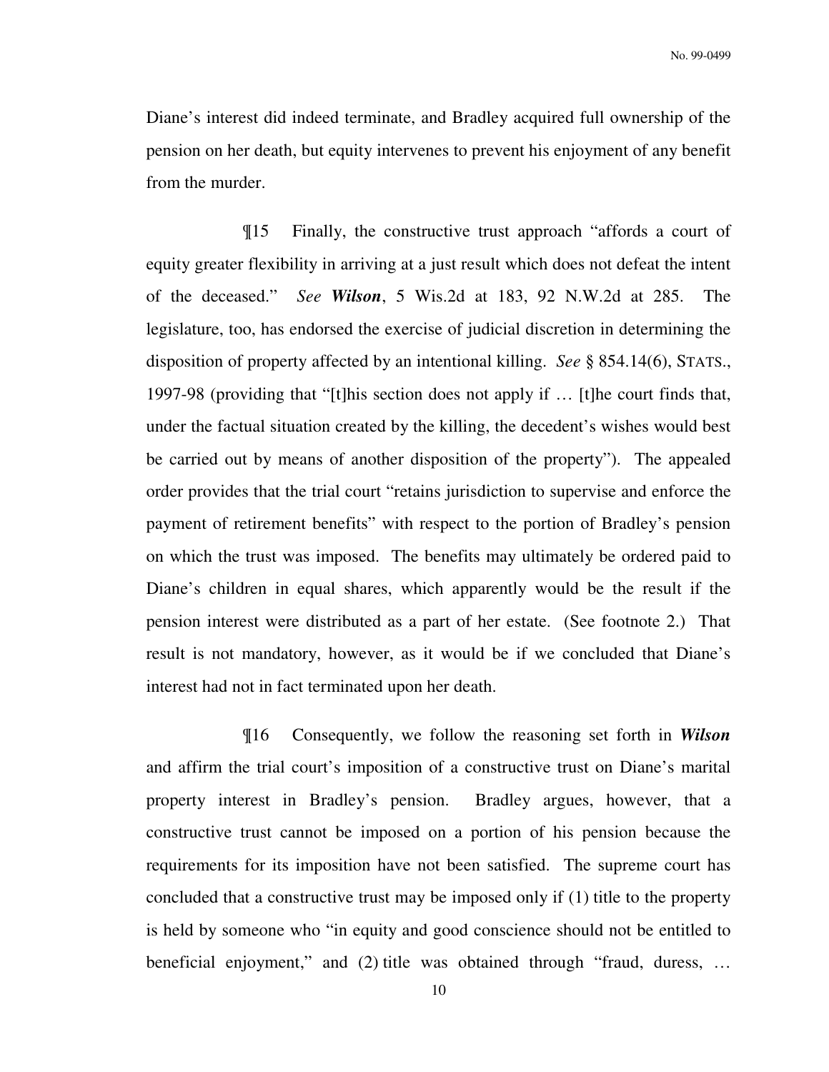Diane's interest did indeed terminate, and Bradley acquired full ownership of the pension on her death, but equity intervenes to prevent his enjoyment of any benefit from the murder.

¶15 Finally, the constructive trust approach "affords a court of equity greater flexibility in arriving at a just result which does not defeat the intent of the deceased." *See* ***Wilson***, 5 Wis.2d at 183, 92 N.W.2d at 285. The legislature, too, has endorsed the exercise of judicial discretion in determining the disposition of property affected by an intentional killing. *See* § 854.14(6), STATS., 1997-98 (providing that "[t]his section does not apply if … [t]he court finds that, under the factual situation created by the killing, the decedent's wishes would best be carried out by means of another disposition of the property"). The appealed order provides that the trial court "retains jurisdiction to supervise and enforce the payment of retirement benefits" with respect to the portion of Bradley's pension on which the trust was imposed. The benefits may ultimately be ordered paid to Diane's children in equal shares, which apparently would be the result if the pension interest were distributed as a part of her estate. (See footnote 2.) That result is not mandatory, however, as it would be if we concluded that Diane's interest had not in fact terminated upon her death.

¶16 Consequently, we follow the reasoning set forth in ***Wilson*** and affirm the trial court's imposition of a constructive trust on Diane's marital property interest in Bradley's pension. Bradley argues, however, that a constructive trust cannot be imposed on a portion of his pension because the requirements for its imposition have not been satisfied. The supreme court has concluded that a constructive trust may be imposed only if (1) title to the property is held by someone who "in equity and good conscience should not be entitled to beneficial enjoyment," and (2) title was obtained through "fraud, duress, …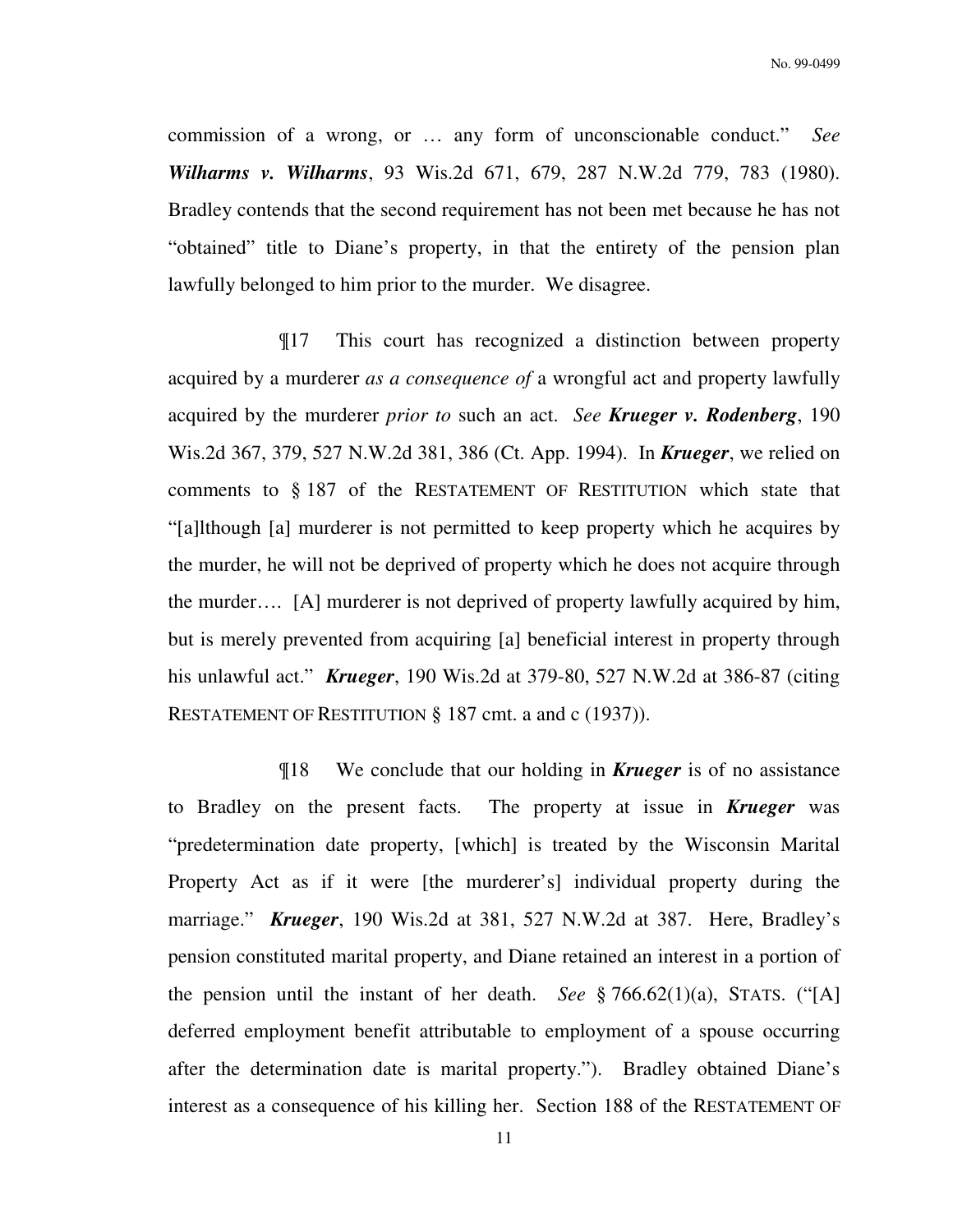commission of a wrong, or … any form of unconscionable conduct." *See* ***Wilharms v. Wilharms***, 93 Wis.2d 671, 679, 287 N.W.2d 779, 783 (1980). Bradley contends that the second requirement has not been met because he has not "obtained" title to Diane's property, in that the entirety of the pension plan lawfully belonged to him prior to the murder. We disagree.

¶17 This court has recognized a distinction between property acquired by a murderer *as a consequence of* a wrongful act and property lawfully acquired by the murderer *prior to* such an act. *See* ***Krueger v. Rodenberg***, 190 Wis.2d 367, 379, 527 N.W.2d 381, 386 (Ct. App. 1994). In ***Krueger***, we relied on comments to § 187 of the RESTATEMENT OF RESTITUTION which state that "[a]lthough [a] murderer is not permitted to keep property which he acquires by the murder, he will not be deprived of property which he does not acquire through the murder…. [A] murderer is not deprived of property lawfully acquired by him, but is merely prevented from acquiring [a] beneficial interest in property through his unlawful act." ***Krueger***, 190 Wis.2d at 379-80, 527 N.W.2d at 386-87 (citing RESTATEMENT OF RESTITUTION § 187 cmt. a and c (1937)).

¶18 We conclude that our holding in ***Krueger*** is of no assistance to Bradley on the present facts. The property at issue in ***Krueger*** was "predetermination date property, [which] is treated by the Wisconsin Marital Property Act as if it were [the murderer's] individual property during the marriage." ***Krueger***, 190 Wis.2d at 381, 527 N.W.2d at 387. Here, Bradley's pension constituted marital property, and Diane retained an interest in a portion of the pension until the instant of her death. *See* § 766.62(1)(a), STATS. ("[A] deferred employment benefit attributable to employment of a spouse occurring after the determination date is marital property."). Bradley obtained Diane's interest as a consequence of his killing her. Section 188 of the RESTATEMENT OF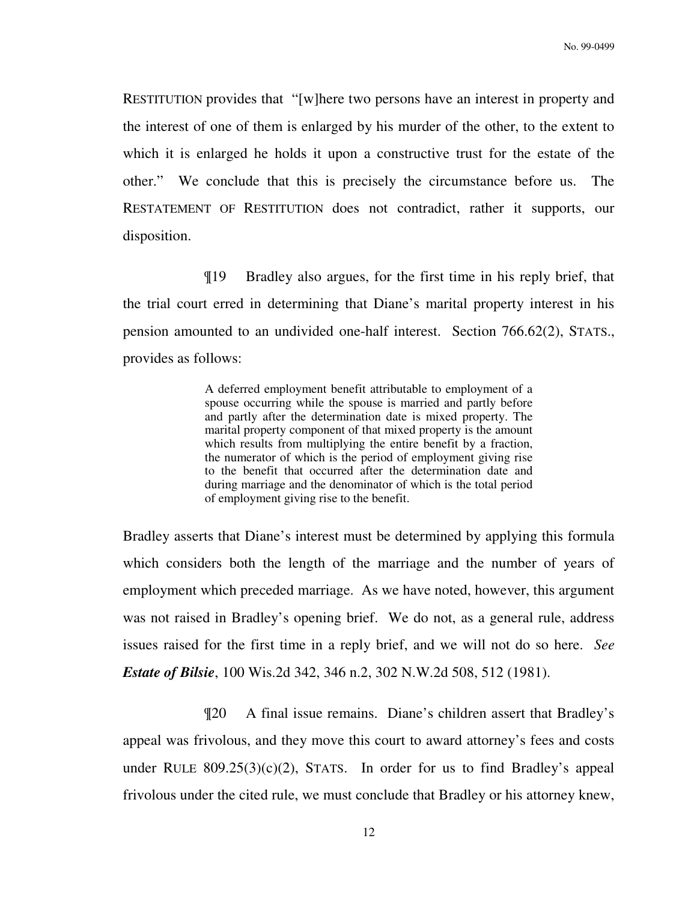RESTITUTION provides that "[w]here two persons have an interest in property and the interest of one of them is enlarged by his murder of the other, to the extent to which it is enlarged he holds it upon a constructive trust for the estate of the other." We conclude that this is precisely the circumstance before us. The RESTATEMENT OF RESTITUTION does not contradict, rather it supports, our disposition.

¶19 Bradley also argues, for the first time in his reply brief, that the trial court erred in determining that Diane's marital property interest in his pension amounted to an undivided one-half interest. Section 766.62(2), STATS., provides as follows:

> A deferred employment benefit attributable to employment of a spouse occurring while the spouse is married and partly before and partly after the determination date is mixed property. The marital property component of that mixed property is the amount which results from multiplying the entire benefit by a fraction, the numerator of which is the period of employment giving rise to the benefit that occurred after the determination date and during marriage and the denominator of which is the total period of employment giving rise to the benefit.

Bradley asserts that Diane's interest must be determined by applying this formula which considers both the length of the marriage and the number of years of employment which preceded marriage. As we have noted, however, this argument was not raised in Bradley's opening brief. We do not, as a general rule, address issues raised for the first time in a reply brief, and we will not do so here. *See* ***Estate of Bilsie***, 100 Wis.2d 342, 346 n.2, 302 N.W.2d 508, 512 (1981).

¶20 A final issue remains. Diane's children assert that Bradley's appeal was frivolous, and they move this court to award attorney's fees and costs under RULE 809.25(3)(c)(2), STATS. In order for us to find Bradley's appeal frivolous under the cited rule, we must conclude that Bradley or his attorney knew,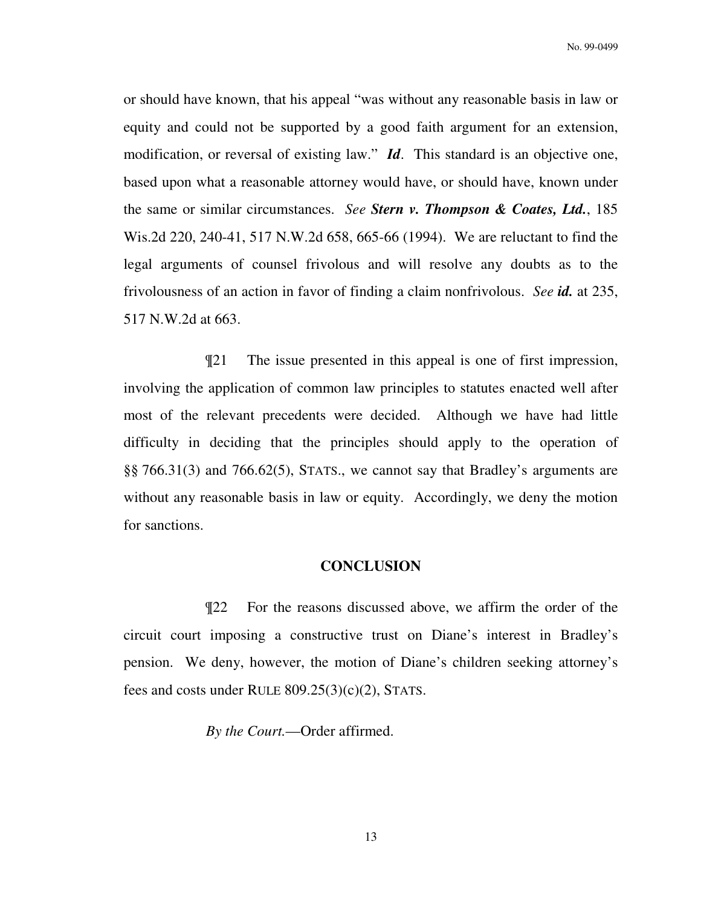or should have known, that his appeal "was without any reasonable basis in law or equity and could not be supported by a good faith argument for an extension, modification, or reversal of existing law." ***Id***. This standard is an objective one, based upon what a reasonable attorney would have, or should have, known under the same or similar circumstances. *See* ***Stern v. Thompson & Coates, Ltd.***, 185 Wis.2d 220, 240-41, 517 N.W.2d 658, 665-66 (1994). We are reluctant to find the legal arguments of counsel frivolous and will resolve any doubts as to the frivolousness of an action in favor of finding a claim nonfrivolous. *See* ***id.*** at 235, 517 N.W.2d at 663.

¶21 The issue presented in this appeal is one of first impression, involving the application of common law principles to statutes enacted well after most of the relevant precedents were decided. Although we have had little difficulty in deciding that the principles should apply to the operation of §§ 766.31(3) and 766.62(5), STATS., we cannot say that Bradley's arguments are without any reasonable basis in law or equity. Accordingly, we deny the motion for sanctions.

## CONCLUSION

¶22 For the reasons discussed above, we affirm the order of the circuit court imposing a constructive trust on Diane's interest in Bradley's pension. We deny, however, the motion of Diane's children seeking attorney's fees and costs under RULE 809.25(3)(c)(2), STATS.

*By the Court.*—Order affirmed.